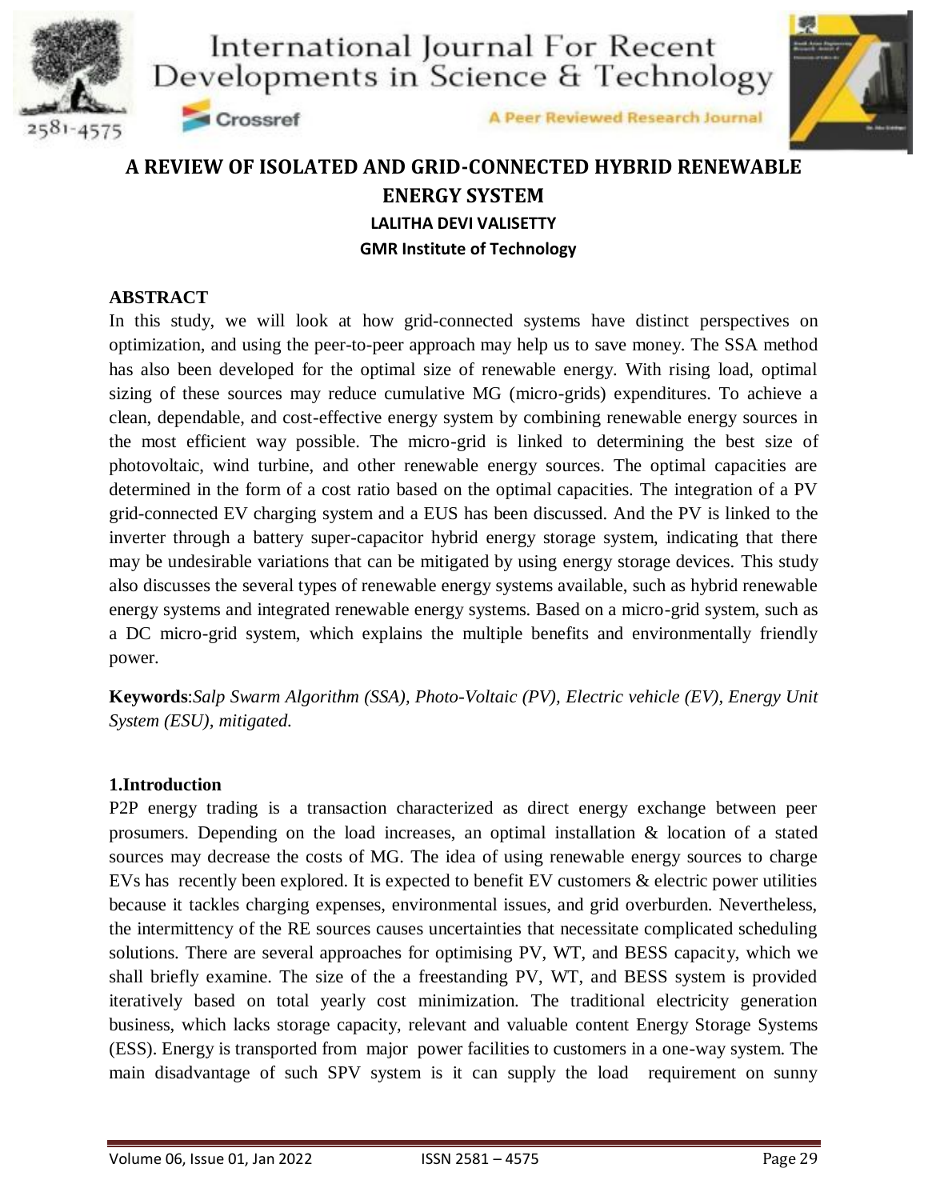# A REVIEW OF ISOLATED AND GRID-CONNECTED HYBRID RENEWABLE ENERGY SYSTEM

**LALITHA DEVI VALISETTY**

**GMR Institute of Technology**

## ABSTRACT

In this study, we will look at how grid-connected systems have distinct perspectives on optimization, and using the peer-to-peer approach may help us to save money. The SSA method has also been developed for the optimal size of renewable energy. With rising load, optimal sizing of these sources may reduce cumulative MG (micro-grids) expenditures. To achieve a clean, dependable, and cost-effective energy system by combining renewable energy sources in the most efficient way possible. The micro-grid is linked to determining the best size of photovoltaic, wind turbine, and other renewable energy sources. The optimal capacities are determined in the form of a cost ratio based on the optimal capacities. The integration of a PV grid-connected EV charging system and a EUS has been discussed. And the PV is linked to the inverter through a battery super-capacitor hybrid energy storage system, indicating that there may be undesirable variations that can be mitigated by using energy storage devices. This study also discusses the several types of renewable energy systems available, such as hybrid renewable energy systems and integrated renewable energy systems. Based on a micro-grid system, such as a DC micro-grid system, which explains the multiple benefits and environmentally friendly power.

**Keywords**:*Salp Swarm Algorithm (SSA), Photo-Voltaic (PV), Electric vehicle (EV), Energy Unit System (ESU), mitigated.*

## 1.Introduction

P2P energy trading is a transaction characterized as direct energy exchange between peer prosumers. Depending on the load increases, an optimal installation & location of a stated sources may decrease the costs of MG. The idea of using renewable energy sources to charge EVs has recently been explored. It is expected to benefit EV customers & electric power utilities because it tackles charging expenses, environmental issues, and grid overburden. Nevertheless, the intermittency of the RE sources causes uncertainties that necessitate complicated scheduling solutions. There are several approaches for optimising PV, WT, and BESS capacity, which we shall briefly examine. The size of the a freestanding PV, WT, and BESS system is provided iteratively based on total yearly cost minimization. The traditional electricity generation business, which lacks storage capacity, relevant and valuable content Energy Storage Systems (ESS). Energy is transported from major power facilities to customers in a one-way system. The main disadvantage of such SPV system is it can supply the load requirement on sunny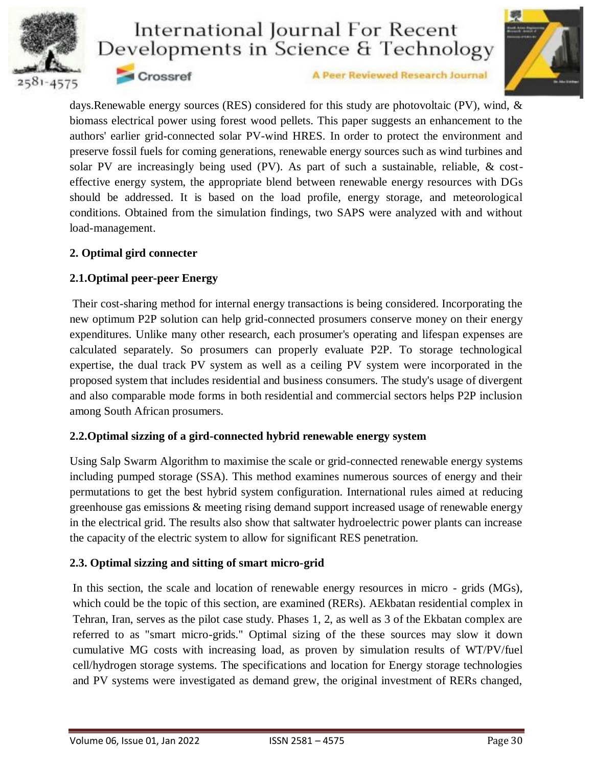days.Renewable energy sources (RES) considered for this study are photovoltaic (PV), wind, & biomass electrical power using forest wood pellets. This paper suggests an enhancement to the authors' earlier grid-connected solar PV-wind HRES. In order to protect the environment and preserve fossil fuels for coming generations, renewable energy sources such as wind turbines and solar PV are increasingly being used (PV). As part of such a sustainable, reliable, & cost-effective energy system, the appropriate blend between renewable energy resources with DGs should be addressed. It is based on the load profile, energy storage, and meteorological conditions. Obtained from the simulation findings, two SAPS were analyzed with and without load-management.

## 2. Optimal gird connecter

### 2.1.Optimal peer-peer Energy

Their cost-sharing method for internal energy transactions is being considered. Incorporating the new optimum P2P solution can help grid-connected prosumers conserve money on their energy expenditures. Unlike many other research, each prosumer's operating and lifespan expenses are calculated separately. So prosumers can properly evaluate P2P. To storage technological expertise, the dual track PV system as well as a ceiling PV system were incorporated in the proposed system that includes residential and business consumers. The study's usage of divergent and also comparable mode forms in both residential and commercial sectors helps P2P inclusion among South African prosumers.

### 2.2.Optimal sizzing of a gird-connected hybrid renewable energy system

Using Salp Swarm Algorithm to maximise the scale or grid-connected renewable energy systems including pumped storage (SSA). This method examines numerous sources of energy and their permutations to get the best hybrid system configuration. International rules aimed at reducing greenhouse gas emissions & meeting rising demand support increased usage of renewable energy in the electrical grid. The results also show that saltwater hydroelectric power plants can increase the capacity of the electric system to allow for significant RES penetration.

### 2.3. Optimal sizzing and sitting of smart micro-grid

In this section, the scale and location of renewable energy resources in micro - grids (MGs), which could be the topic of this section, are examined (RERs). AEkbatan residential complex in Tehran, Iran, serves as the pilot case study. Phases 1, 2, as well as 3 of the Ekbatan complex are referred to as "smart micro-grids." Optimal sizing of the these sources may slow it down cumulative MG costs with increasing load, as proven by simulation results of WT/PV/fuel cell/hydrogen storage systems. The specifications and location for Energy storage technologies and PV systems were investigated as demand grew, the original investment of RERs changed,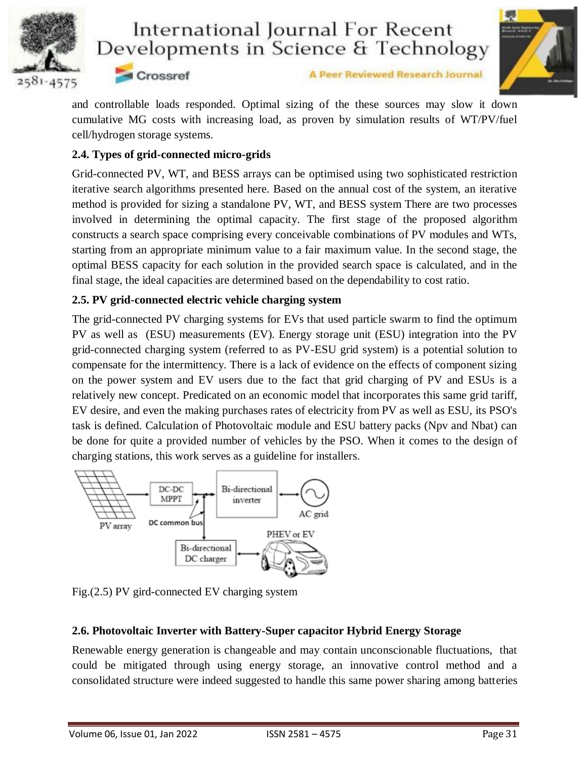and controllable loads responded. Optimal sizing of the these sources may slow it down cumulative MG costs with increasing load, as proven by simulation results of WT/PV/fuel cell/hydrogen storage systems.

### 2.4. Types of grid-connected micro-grids

Grid-connected PV, WT, and BESS arrays can be optimised using two sophisticated restriction iterative search algorithms presented here. Based on the annual cost of the system, an iterative method is provided for sizing a standalone PV, WT, and BESS system There are two processes involved in determining the optimal capacity. The first stage of the proposed algorithm constructs a search space comprising every conceivable combinations of PV modules and WTs, starting from an appropriate minimum value to a fair maximum value. In the second stage, the optimal BESS capacity for each solution in the provided search space is calculated, and in the final stage, the ideal capacities are determined based on the dependability to cost ratio.

### 2.5. PV grid-connected electric vehicle charging system

The grid-connected PV charging systems for EVs that used particle swarm to find the optimum PV as well as (ESU) measurements (EV). Energy storage unit (ESU) integration into the PV grid-connected charging system (referred to as PV-ESU grid system) is a potential solution to compensate for the intermittency. There is a lack of evidence on the effects of component sizing on the power system and EV users due to the fact that grid charging of PV and ESUs is a relatively new concept. Predicated on an economic model that incorporates this same grid tariff, EV desire, and even the making purchases rates of electricity from PV as well as ESU, its PSO's task is defined. Calculation of Photovoltaic module and ESU battery packs (Npv and Nbat) can be done for quite a provided number of vehicles by the PSO. When it comes to the design of charging stations, this work serves as a guideline for installers.

Fig.(2.5) PV gird-connected EV charging system

### 2.6. Photovoltaic Inverter with Battery-Super capacitor Hybrid Energy Storage

Renewable energy generation is changeable and may contain unconscionable fluctuations, that could be mitigated through using energy storage, an innovative control method and a consolidated structure were indeed suggested to handle this same power sharing among batteries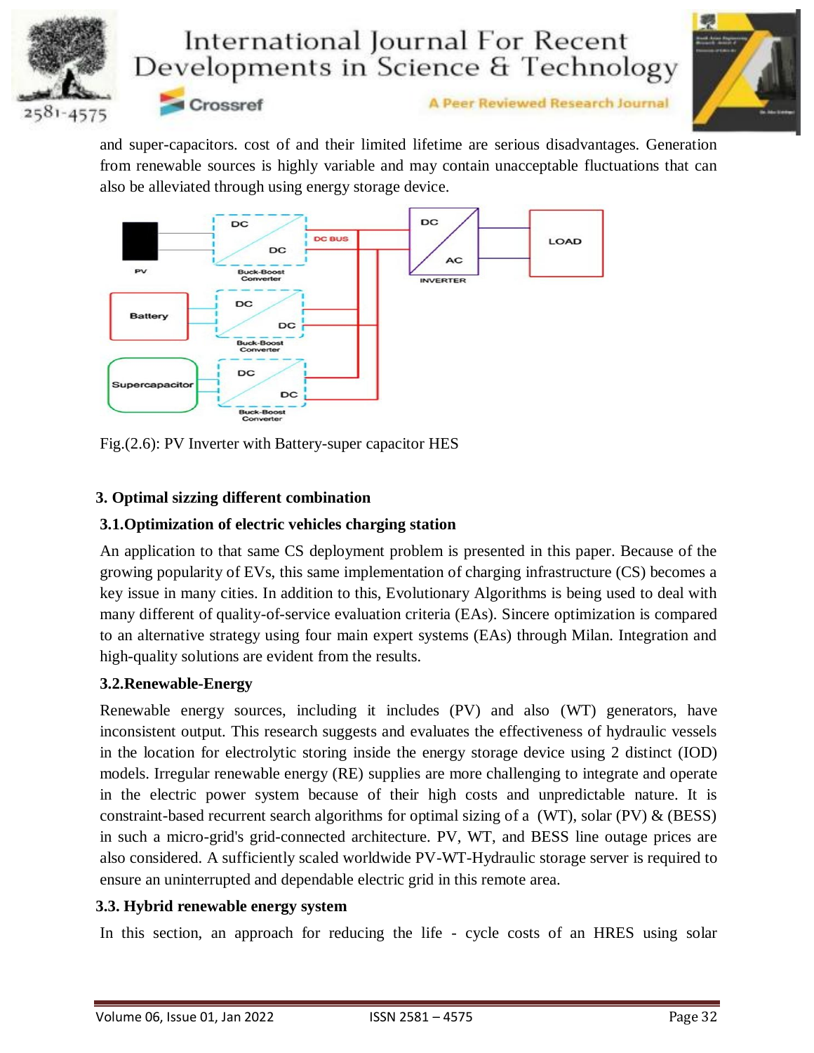and super-capacitors. cost of and their limited lifetime are serious disadvantages. Generation from renewable sources is highly variable and may contain unacceptable fluctuations that can also be alleviated through using energy storage device.

Fig.(2.6): PV Inverter with Battery-super capacitor HES

## 3. Optimal sizzing different combination

### 3.1.Optimization of electric vehicles charging station

An application to that same CS deployment problem is presented in this paper. Because of the growing popularity of EVs, this same implementation of charging infrastructure (CS) becomes a key issue in many cities. In addition to this, Evolutionary Algorithms is being used to deal with many different of quality-of-service evaluation criteria (EAs). Sincere optimization is compared to an alternative strategy using four main expert systems (EAs) through Milan. Integration and high-quality solutions are evident from the results.

### 3.2.Renewable-Energy

Renewable energy sources, including it includes (PV) and also (WT) generators, have inconsistent output. This research suggests and evaluates the effectiveness of hydraulic vessels in the location for electrolytic storing inside the energy storage device using 2 distinct (IOD) models. Irregular renewable energy (RE) supplies are more challenging to integrate and operate in the electric power system because of their high costs and unpredictable nature. It is constraint-based recurrent search algorithms for optimal sizing of a (WT), solar (PV) & (BESS) in such a micro-grid's grid-connected architecture. PV, WT, and BESS line outage prices are also considered. A sufficiently scaled worldwide PV-WT-Hydraulic storage server is required to ensure an uninterrupted and dependable electric grid in this remote area.

### 3.3. Hybrid renewable energy system

In this section, an approach for reducing the life - cycle costs of an HRES using solar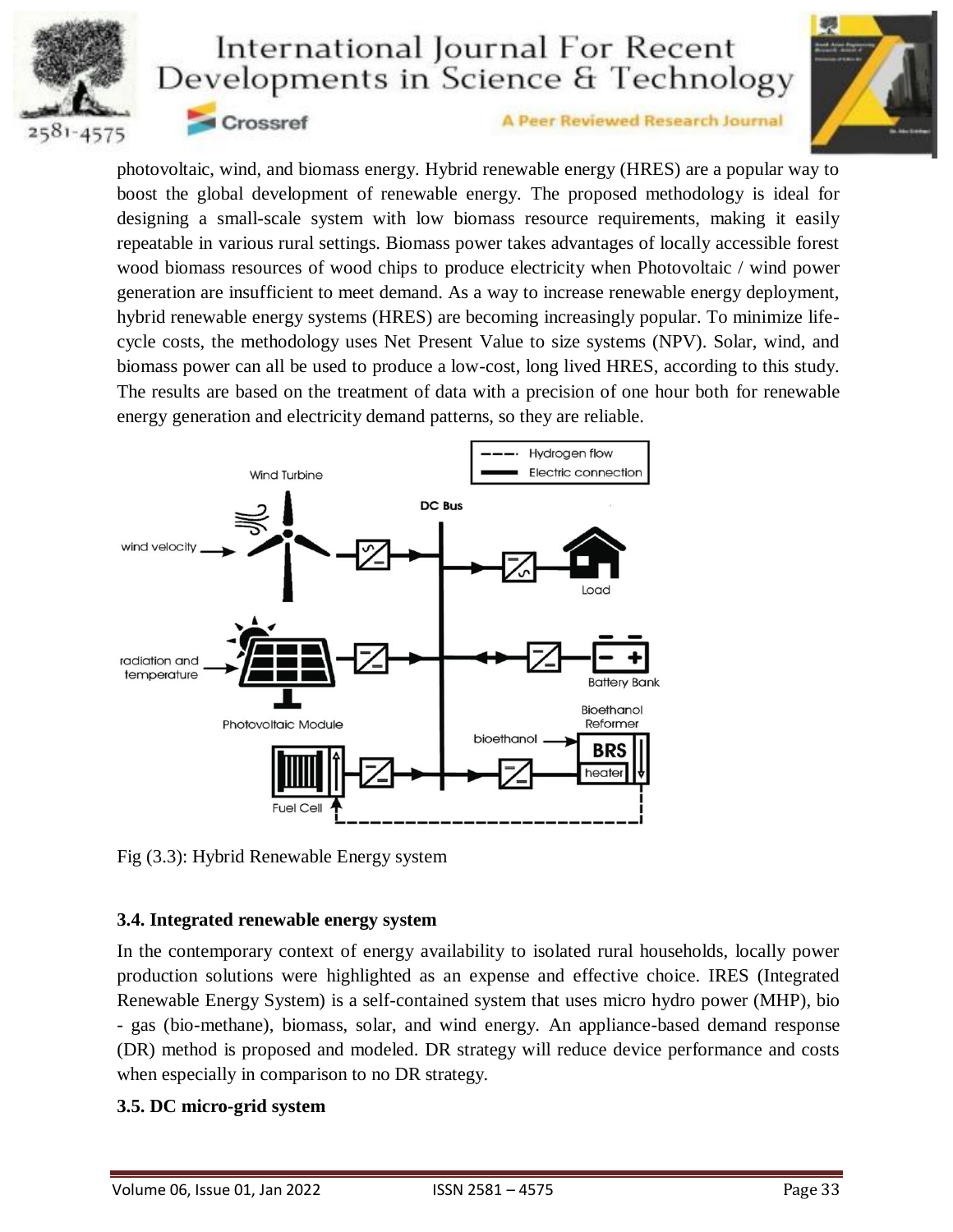photovoltaic, wind, and biomass energy. Hybrid renewable energy (HRES) are a popular way to boost the global development of renewable energy. The proposed methodology is ideal for designing a small-scale system with low biomass resource requirements, making it easily repeatable in various rural settings. Biomass power takes advantages of locally accessible forest wood biomass resources of wood chips to produce electricity when Photovoltaic / wind power generation are insufficient to meet demand. As a way to increase renewable energy deployment, hybrid renewable energy systems (HRES) are becoming increasingly popular. To minimize life-cycle costs, the methodology uses Net Present Value to size systems (NPV). Solar, wind, and biomass power can all be used to produce a low-cost, long lived HRES, according to this study. The results are based on the treatment of data with a precision of one hour both for renewable energy generation and electricity demand patterns, so they are reliable.

Fig (3.3): Hybrid Renewable Energy system

### 3.4. Integrated renewable energy system

In the contemporary context of energy availability to isolated rural households, locally power production solutions were highlighted as an expense and effective choice. IRES (Integrated Renewable Energy System) is a self-contained system that uses micro hydro power (MHP), bio - gas (bio-methane), biomass, solar, and wind energy. An appliance-based demand response (DR) method is proposed and modeled. DR strategy will reduce device performance and costs when especially in comparison to no DR strategy.

### 3.5. DC micro-grid system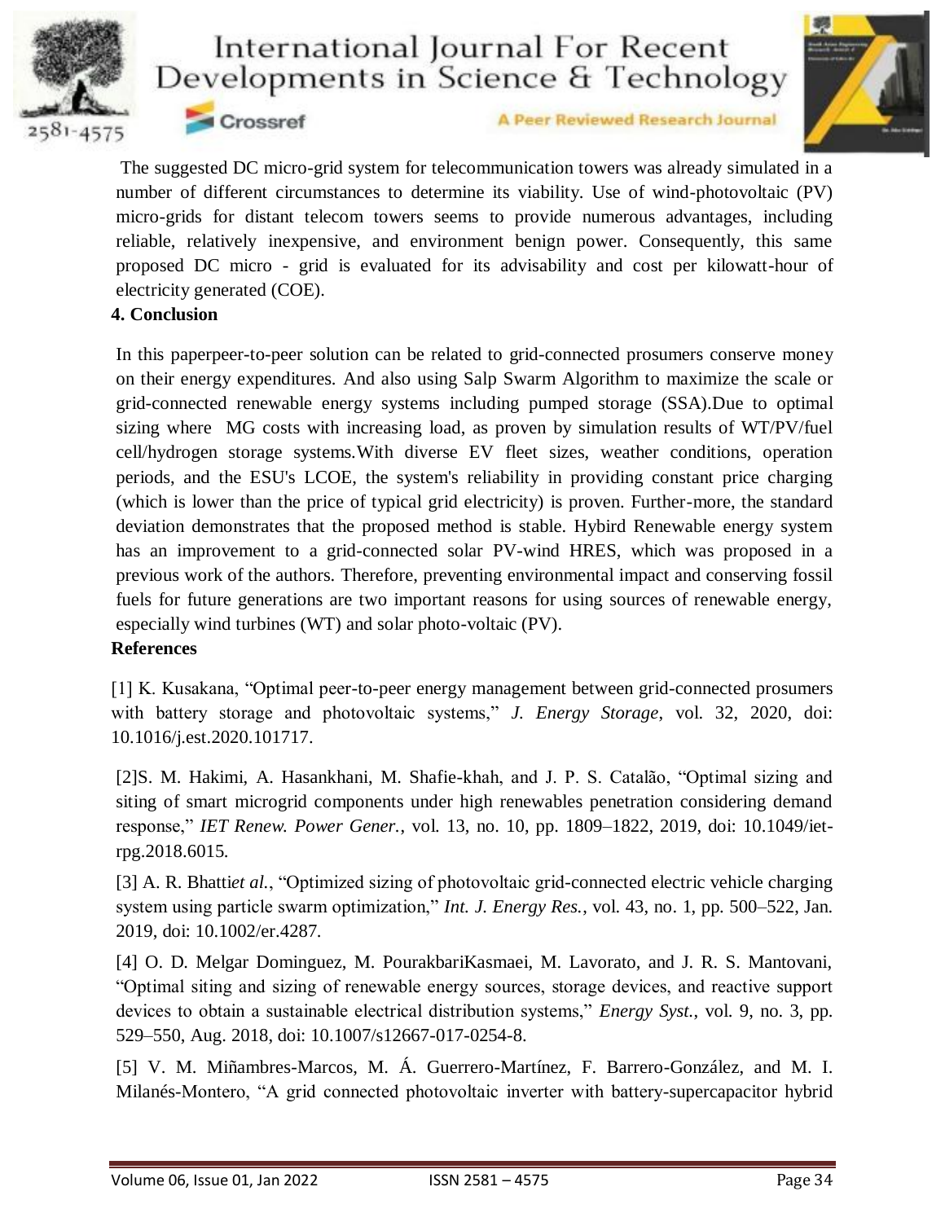The suggested DC micro-grid system for telecommunication towers was already simulated in a number of different circumstances to determine its viability. Use of wind-photovoltaic (PV) micro-grids for distant telecom towers seems to provide numerous advantages, including reliable, relatively inexpensive, and environment benign power. Consequently, this same proposed DC micro - grid is evaluated for its advisability and cost per kilowatt-hour of electricity generated (COE).

## 4. Conclusion

In this paperpeer-to-peer solution can be related to grid-connected prosumers conserve money on their energy expenditures. And also using Salp Swarm Algorithm to maximize the scale or grid-connected renewable energy systems including pumped storage (SSA).Due to optimal sizing where MG costs with increasing load, as proven by simulation results of WT/PV/fuel cell/hydrogen storage systems.With diverse EV fleet sizes, weather conditions, operation periods, and the ESU's LCOE, the system's reliability in providing constant price charging (which is lower than the price of typical grid electricity) is proven. Further-more, the standard deviation demonstrates that the proposed method is stable. Hybird Renewable energy system has an improvement to a grid-connected solar PV-wind HRES, which was proposed in a previous work of the authors. Therefore, preventing environmental impact and conserving fossil fuels for future generations are two important reasons for using sources of renewable energy, especially wind turbines (WT) and solar photo-voltaic (PV).

## References

[1] K. Kusakana, "Optimal peer-to-peer energy management between grid-connected prosumers with battery storage and photovoltaic systems," *J. Energy Storage*, vol. 32, 2020, doi: 10.1016/j.est.2020.101717.

[2]S. M. Hakimi, A. Hasankhani, M. Shafie-khah, and J. P. S. Catalão, "Optimal sizing and siting of smart microgrid components under high renewables penetration considering demand response," *IET Renew. Power Gener.*, vol. 13, no. 10, pp. 1809–1822, 2019, doi: 10.1049/iet-rpg.2018.6015.

[3] A. R. Bhatti*et al.*, "Optimized sizing of photovoltaic grid-connected electric vehicle charging system using particle swarm optimization," *Int. J. Energy Res.*, vol. 43, no. 1, pp. 500–522, Jan. 2019, doi: 10.1002/er.4287.

[4] O. D. Melgar Dominguez, M. PourakbariKasmaei, M. Lavorato, and J. R. S. Mantovani, "Optimal siting and sizing of renewable energy sources, storage devices, and reactive support devices to obtain a sustainable electrical distribution systems," *Energy Syst.*, vol. 9, no. 3, pp. 529–550, Aug. 2018, doi: 10.1007/s12667-017-0254-8.

[5] V. M. Miñambres-Marcos, M. Á. Guerrero-Martínez, F. Barrero-González, and M. I. Milanés-Montero, "A grid connected photovoltaic inverter with battery-supercapacitor hybrid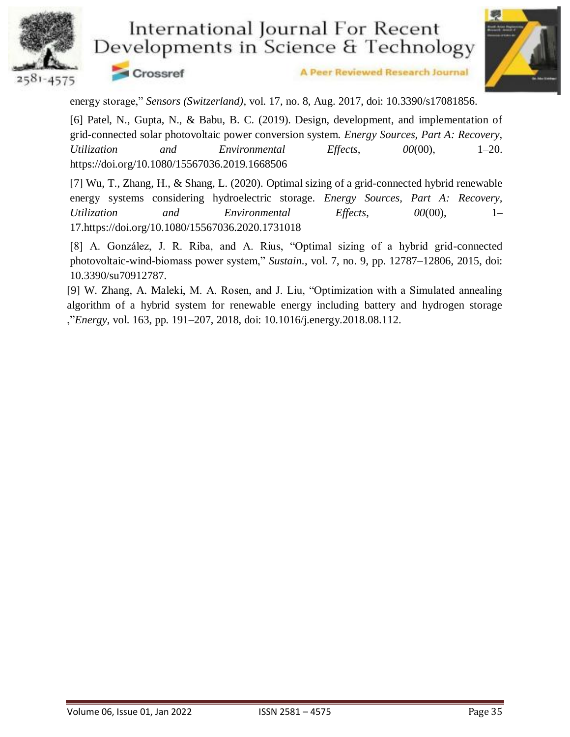energy storage," *Sensors (Switzerland)*, vol. 17, no. 8, Aug. 2017, doi: 10.3390/s17081856.

[6] Patel, N., Gupta, N., & Babu, B. C. (2019). Design, development, and implementation of grid-connected solar photovoltaic power conversion system. *Energy Sources, Part A: Recovery, Utilization and Environmental Effects*, *00*(00), 1–20. https://doi.org/10.1080/15567036.2019.1668506

[7] Wu, T., Zhang, H., & Shang, L. (2020). Optimal sizing of a grid-connected hybrid renewable energy systems considering hydroelectric storage. *Energy Sources, Part A: Recovery, Utilization and Environmental Effects*, *00*(00), 1–17.https://doi.org/10.1080/15567036.2020.1731018

[8] A. González, J. R. Riba, and A. Rius, "Optimal sizing of a hybrid grid-connected photovoltaic-wind-biomass power system," *Sustain.*, vol. 7, no. 9, pp. 12787–12806, 2015, doi: 10.3390/su70912787.

[9] W. Zhang, A. Maleki, M. A. Rosen, and J. Liu, "Optimization with a Simulated annealing algorithm of a hybrid system for renewable energy including battery and hydrogen storage ,"*Energy*, vol. 163, pp. 191–207, 2018, doi: 10.1016/j.energy.2018.08.112.